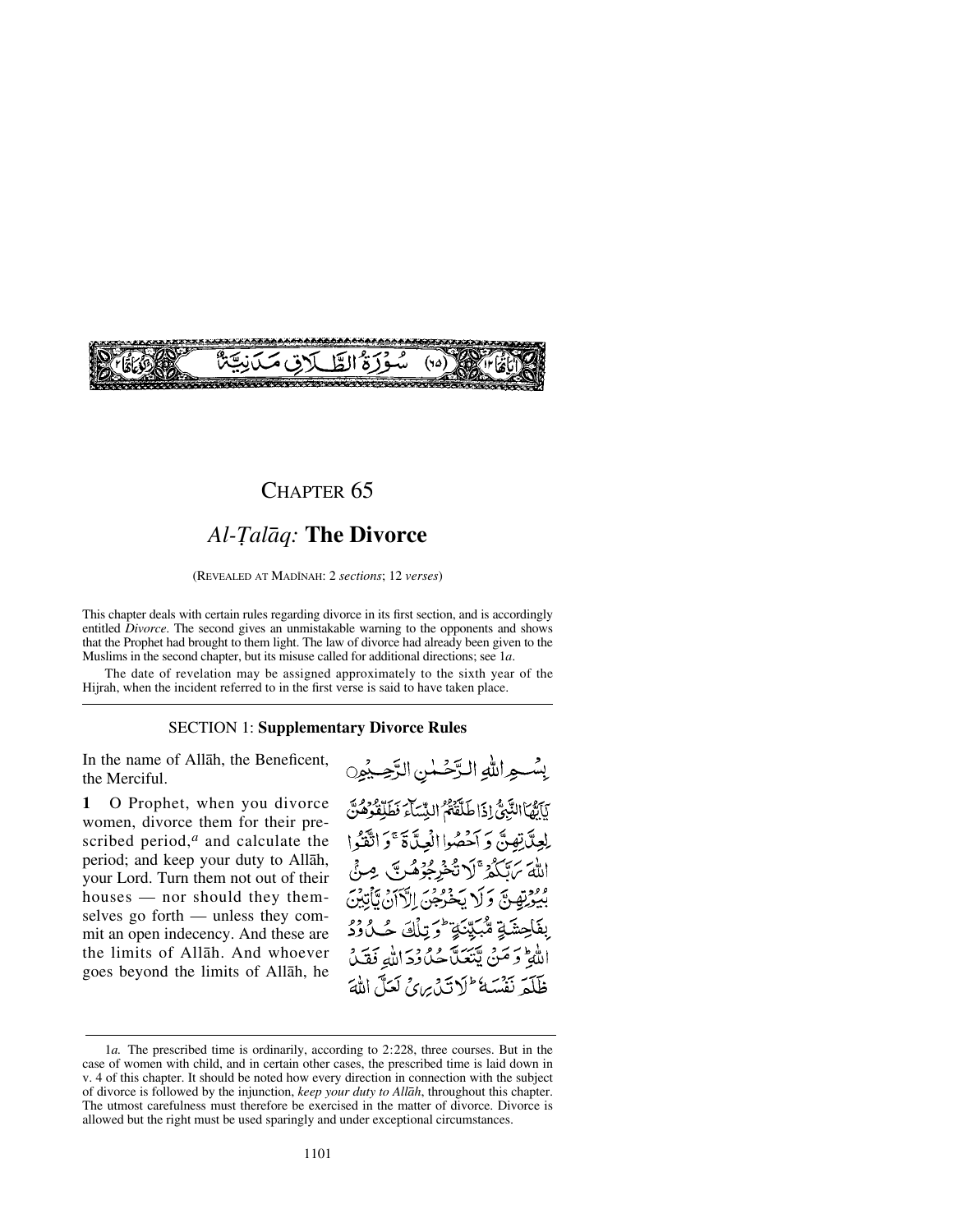سُوْرَةُ الطَّلَاقِ مَدَنِيَّةٌ (٦٥)

# CHAPTER 65

## *Al-Ṭalāq:* **The Divorce**

(REVEALED AT MADĪNAH: 2 *sections*; 12 *verses*)

This chapter deals with certain rules regarding divorce in its first section, and is accordingly entitled *Divorce*. The second gives an unmistakable warning to the opponents and shows that the Prophet had brought to them light. The law of divorce had already been given to the Muslims in the second chapter, but its misuse called for additional directions; see 1*a*.

The date of revelation may be assigned approximately to the sixth year of the Hijrah, when the incident referred to in the first verse is said to have taken place.

### SECTION 1: **Supplementary Divorce Rules**

In the name of Allāh, the Beneficent, the Merciful.

بِسْمِ اللّٰهِ الرَّحْمٰنِ الرَّحِيْمِ

**1** O Prophet, when you divorce women, divorce them for their prescribed period,[a] and calculate the period; and keep your duty to Allāh, your Lord. Turn them not out of their houses — nor should they themselves go forth — unless they commit an open indecency. And these are the limits of Allāh. And whoever goes beyond the limits of Allāh, he

يٰٓاَيُّهَا النَّبِيُّ اِذَا طَلَّقْتُمُ النِّسَآءَ فَطَلِّقُوْهُنَّ لِعِدَّتِهِنَّ وَ اَحْصُوا الْعِدَّةَ ۚ وَ اتَّقُوا اللّٰهَ رَبَّكُمْ ۚ لَا تُخْرِجُوْهُنَّ مِنْۢ بُيُوْتِهِنَّ وَ لَا يَخْرُجْنَ اِلَّآ اَنْ يَّاْتِيْنَ بِفَاحِشَةٍ مُّبَيِّنَةٍ ؕ وَ تِلْكَ حُدُوْدُ اللّٰهِ ؕ وَ مَنْ يَّتَعَدَّ حُدُوْدَ اللّٰهِ فَقَدْ ظَلَمَ نَفْسَهٗ ؕ لَا تَدْرِيْ لَعَلَّ اللّٰهَ

---

1*a.* The prescribed time is ordinarily, according to 2:228, three courses. But in the case of women with child, and in certain other cases, the prescribed time is laid down in v. 4 of this chapter. It should be noted how every direction in connection with the subject of divorce is followed by the injunction, *keep your duty to Allāh*, throughout this chapter. The utmost carefulness must therefore be exercised in the matter of divorce. Divorce is allowed but the right must be used sparingly and under exceptional circumstances.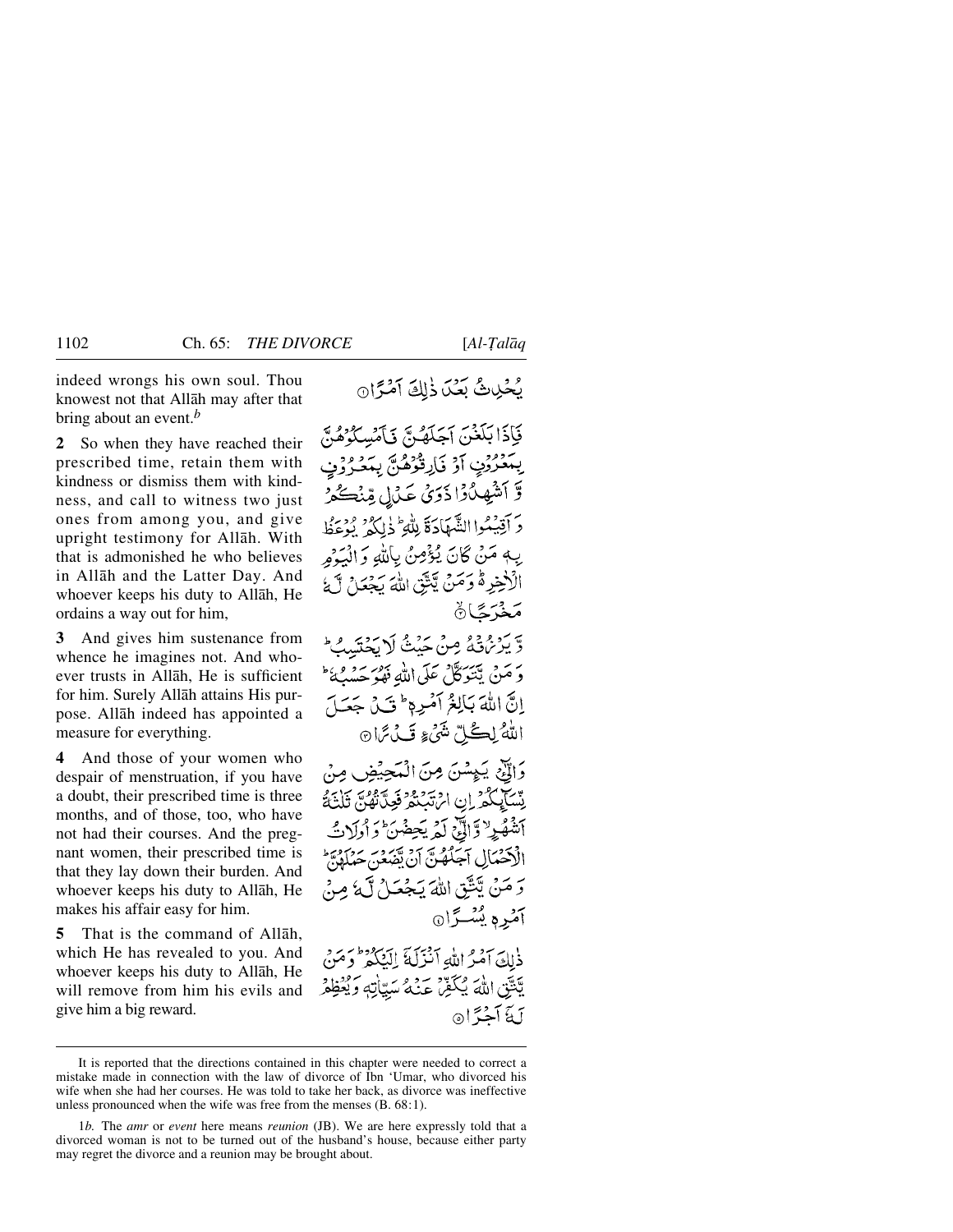indeed wrongs his own soul. Thou knowest not that Allāh may after that bring about an event.[b]

يُحْدِثُ بَعْدَ ذٰلِكَ اَمْرًا ۝

**2** So when they have reached their prescribed time, retain them with kindness or dismiss them with kindness, and call to witness two just ones from among you, and give upright testimony for Allāh. With that is admonished he who believes in Allāh and the Latter Day. And whoever keeps his duty to Allāh, He ordains a way out for him,

فَاِذَا بَلَغْنَ اَجَلَهُنَّ فَاَمْسِكُوْهُنَّ بِمَعْرُوْفٍ اَوْ فَارِقُوْهُنَّ بِمَعْرُوْفٍ وَّ اَشْهِدُوْا ذَوَيْ عَدْلٍ مِّنْكُمْ وَ اَقِيْمُوا الشَّهَادَةَ لِلّٰهِ ؕ ذٰلِكُمْ يُوْعَظُ بِهٖ مَنْ كَانَ يُؤْمِنُ بِاللّٰهِ وَ الْيَوْمِ الْاٰخِرِ ۬ؕ وَ مَنْ يَّتَّقِ اللّٰهَ يَجْعَلْ لَّهٗ مَخْرَجًا ۝

**3** And gives him sustenance from whence he imagines not. And whoever trusts in Allāh, He is sufficient for him. Surely Allāh attains His purpose. Allāh indeed has appointed a measure for everything.

وَّ يَرْزُقْهُ مِنْ حَيْثُ لَا يَحْتَسِبُ ؕ وَ مَنْ يَّتَوَكَّلْ عَلَى اللّٰهِ فَهُوَ حَسْبُهٗ ؕ اِنَّ اللّٰهَ بَالِغُ اَمْرِهٖ ؕ قَدْ جَعَلَ اللّٰهُ لِكُلِّ شَيْءٍ قَدْرًا ۝

**4** And those of your women who despair of menstruation, if you have a doubt, their prescribed time is three months, and of those, too, who have not had their courses. And the pregnant women, their prescribed time is that they lay down their burden. And whoever keeps his duty to Allāh, He makes his affair easy for him.

وَ الّٰٓـِٔيْ يَئِسْنَ مِنَ الْمَحِيْضِ مِنْ نِّسَآئِكُمْ اِنِ ارْتَبْتُمْ فَعِدَّتُهُنَّ ثَلٰثَةُ اَشْهُرٍ ۙ وَّ الّٰٓـِٔيْ لَمْ يَحِضْنَ ؕ وَ اُولَاتُ الْاَحْمَالِ اَجَلُهُنَّ اَنْ يَّضَعْنَ حَمْلَهُنَّ ؕ وَ مَنْ يَّتَّقِ اللّٰهَ يَجْعَلْ لَّهٗ مِنْ اَمْرِهٖ يُسْرًا ۝

**5** That is the command of Allāh, which He has revealed to you. And whoever keeps his duty to Allāh, He will remove from him his evils and give him a big reward.

ذٰلِكَ اَمْرُ اللّٰهِ اَنْزَلَهٗۤ اِلَيْكُمْ ؕ وَ مَنْ يَّتَّقِ اللّٰهَ يُكَفِّرْ عَنْهُ سَيِّاٰتِهٖ وَ يُعْظِمْ لَهٗۤ اَجْرًا ۝

---

It is reported that the directions contained in this chapter were needed to correct a mistake made in connection with the law of divorce of Ibn 'Umar, who divorced his wife when she had her courses. He was told to take her back, as divorce was ineffective unless pronounced when the wife was free from the menses (B. 68:1).

1*b*. The *amr* or *event* here means *reunion* (JB). We are here expressly told that a divorced woman is not to be turned out of the husband's house, because either party may regret the divorce and a reunion may be brought about.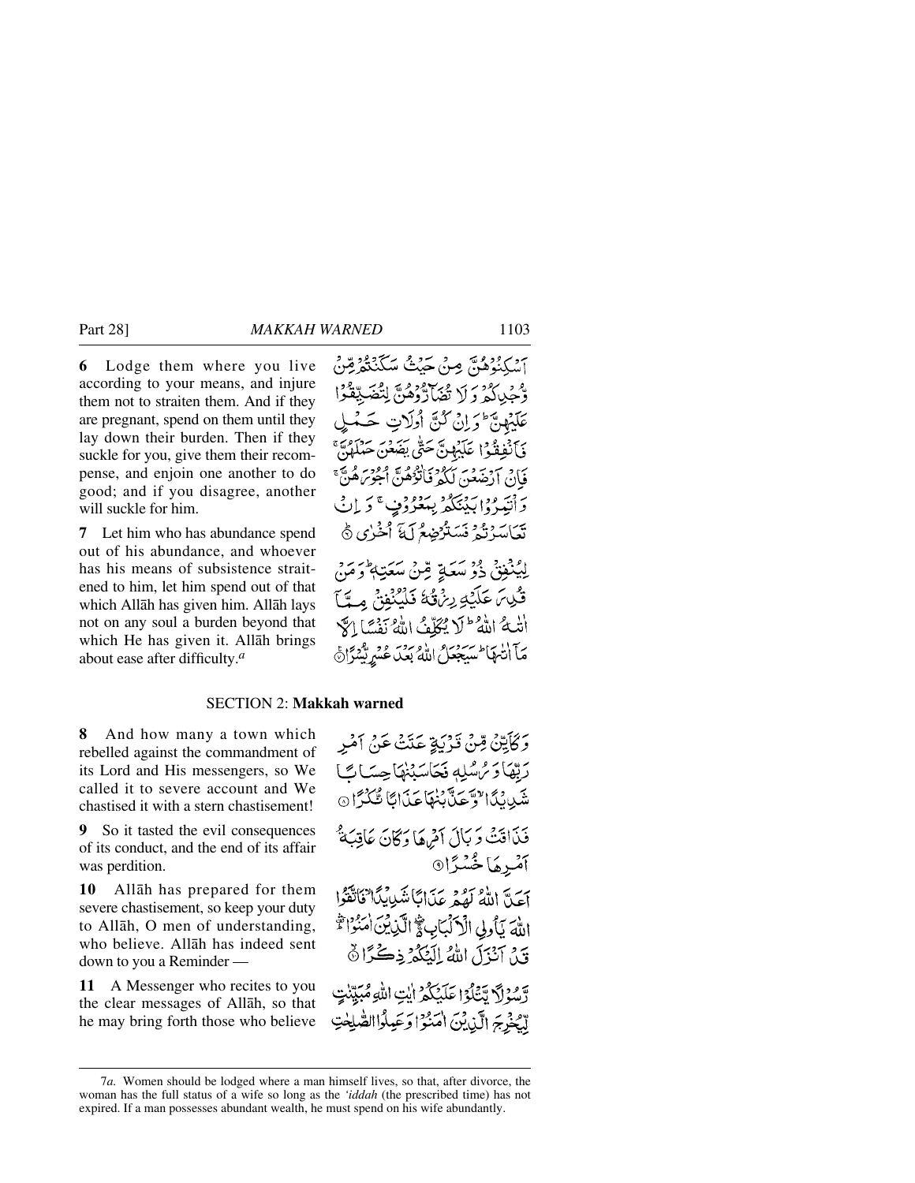**6** Lodge them where you live according to your means, and injure them not to straiten them. And if they are pregnant, spend on them until they lay down their burden. Then if they suckle for you, give them their recompense, and enjoin one another to do good; and if you disagree, another will suckle for him.

أَسْكِنُوهُنَّ مِنْ حَيْثُ سَكَنتُم مِّن وُجْدِكُمْ وَلَا تُضَارُّوهُنَّ لِتُضَيِّقُوا عَلَيْهِنَّ ۚ وَإِن كُنَّ أُولَاتِ حَمْلٍ فَأَنفِقُوا عَلَيْهِنَّ حَتَّىٰ يَضَعْنَ حَمْلَهُنَّ ۚ فَإِنْ أَرْضَعْنَ لَكُمْ فَآتُوهُنَّ أُجُورَهُنَّ ۖ وَأْتَمِرُوا بَيْنَكُم بِمَعْرُوفٍ ۖ وَإِن تَعَاسَرْتُمْ فَسَتُرْضِعُ لَهُ أُخْرَىٰ ﴿٦﴾

**7** Let him who has abundance spend out of his abundance, and whoever has his means of subsistence straitened to him, let him spend out of that which Allāh has given him. Allāh lays not on any soul a burden beyond that which He has given it. Allāh brings about ease after difficulty.[a]

لِيُنفِقْ ذُو سَعَةٍ مِّن سَعَتِهِ ۖ وَمَن قُدِرَ عَلَيْهِ رِزْقُهُ فَلْيُنفِقْ مِمَّا آتَاهُ اللَّهُ ۚ لَا يُكَلِّفُ اللَّهُ نَفْسًا إِلَّا مَا آتَاهَا ۚ سَيَجْعَلُ اللَّهُ بَعْدَ عُسْرٍ يُسْرًا ﴿٧﴾

## SECTION 2: **Makkah warned**

**8** And how many a town which rebelled against the commandment of its Lord and His messengers, so We called it to severe account and We chastised it with a stern chastisement!

وَكَأَيِّن مِّن قَرْيَةٍ عَتَتْ عَنْ أَمْرِ رَبِّهَا وَرُسُلِهِ فَحَاسَبْنَاهَا حِسَابًا شَدِيدًا وَعَذَّبْنَاهَا عَذَابًا نُّكْرًا ﴿٨﴾

**9** So it tasted the evil consequences of its conduct, and the end of its affair was perdition.

فَذَاقَتْ وَبَالَ أَمْرِهَا وَكَانَ عَاقِبَةُ أَمْرِهَا خُسْرًا ﴿٩﴾

**10** Allāh has prepared for them severe chastisement, so keep your duty to Allāh, O men of understanding, who believe. Allāh has indeed sent down to you a Reminder —

أَعَدَّ اللَّهُ لَهُمْ عَذَابًا شَدِيدًا ۖ فَاتَّقُوا اللَّهَ يَا أُولِي الْأَلْبَابِ الَّذِينَ آمَنُوا ۚ قَدْ أَنزَلَ اللَّهُ إِلَيْكُمْ ذِكْرًا ﴿١٠﴾

**11** A Messenger who recites to you the clear messages of Allāh, so that he may bring forth those who believe

رَّسُولًا يَتْلُو عَلَيْكُمْ آيَاتِ اللَّهِ مُبَيِّنَاتٍ لِّيُخْرِجَ الَّذِينَ آمَنُوا وَعَمِلُوا الصَّالِحَاتِ

---

7*a*. Women should be lodged where a man himself lives, so that, after divorce, the woman has the full status of a wife so long as the *'iddah* (the prescribed time) has not expired. If a man possesses abundant wealth, he must spend on his wife abundantly.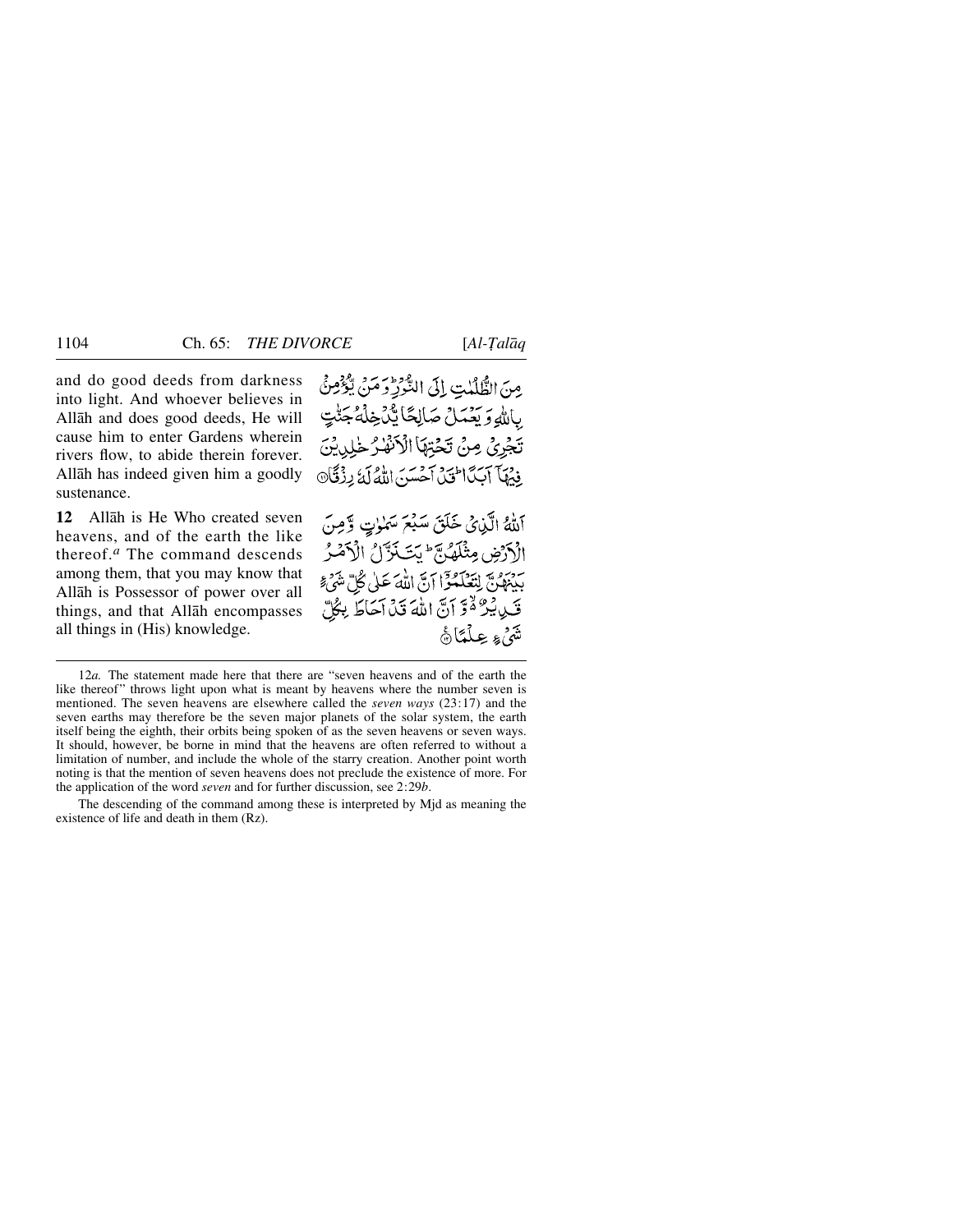and do good deeds from darkness into light. And whoever believes in Allāh and does good deeds, He will cause him to enter Gardens wherein rivers flow, to abide therein forever. Allāh has indeed given him a goodly sustenance.

مِنَ الظُّلُمٰتِ اِلَى النُّوۡرِ ؕ وَ مَنۡ یُّؤۡمِنۡۢ بِاللّٰہِ وَ یَعۡمَلۡ صَالِحًا یُّدۡخِلۡہُ جَنّٰتٍ تَجۡرِیۡ مِنۡ تَحۡتِہَا الۡاَنۡہٰرُ خٰلِدِیۡنَ فِیۡہَاۤ اَبَدًا ؕ قَدۡ اَحۡسَنَ اللّٰہُ لَہٗ رِزۡقًا ﴿۱۱﴾

**12** Allāh is He Who created seven heavens, and of the earth the like thereof.[a] The command descends among them, that you may know that Allāh is Possessor of power over all things, and that Allāh encompasses all things in (His) knowledge.

اَللّٰہُ الَّذِیۡ خَلَقَ سَبۡعَ سَمٰوٰتٍ وَّ مِنَ الۡاَرۡضِ مِثۡلَہُنَّ ؕ یَتَنَزَّلُ الۡاَمۡرُ بَیۡنَہُنَّ لِتَعۡلَمُوۡۤا اَنَّ اللّٰہَ عَلٰی کُلِّ شَیۡءٍ قَدِیۡرٌ ۬ۙ وَّ اَنَّ اللّٰہَ قَدۡ اَحَاطَ بِکُلِّ شَیۡءٍ عِلۡمًا ﴿۱۲﴾

---

12*a.* The statement made here that there are "seven heavens and of the earth the like thereof" throws light upon what is meant by heavens where the number seven is mentioned. The seven heavens are elsewhere called the *seven ways* (23:17) and the seven earths may therefore be the seven major planets of the solar system, the earth itself being the eighth, their orbits being spoken of as the seven heavens or seven ways. It should, however, be borne in mind that the heavens are often referred to without a limitation of number, and include the whole of the starry creation. Another point worth noting is that the mention of seven heavens does not preclude the existence of more. For the application of the word *seven* and for further discussion, see 2:29*b*.

The descending of the command among these is interpreted by Mjd as meaning the existence of life and death in them (Rz).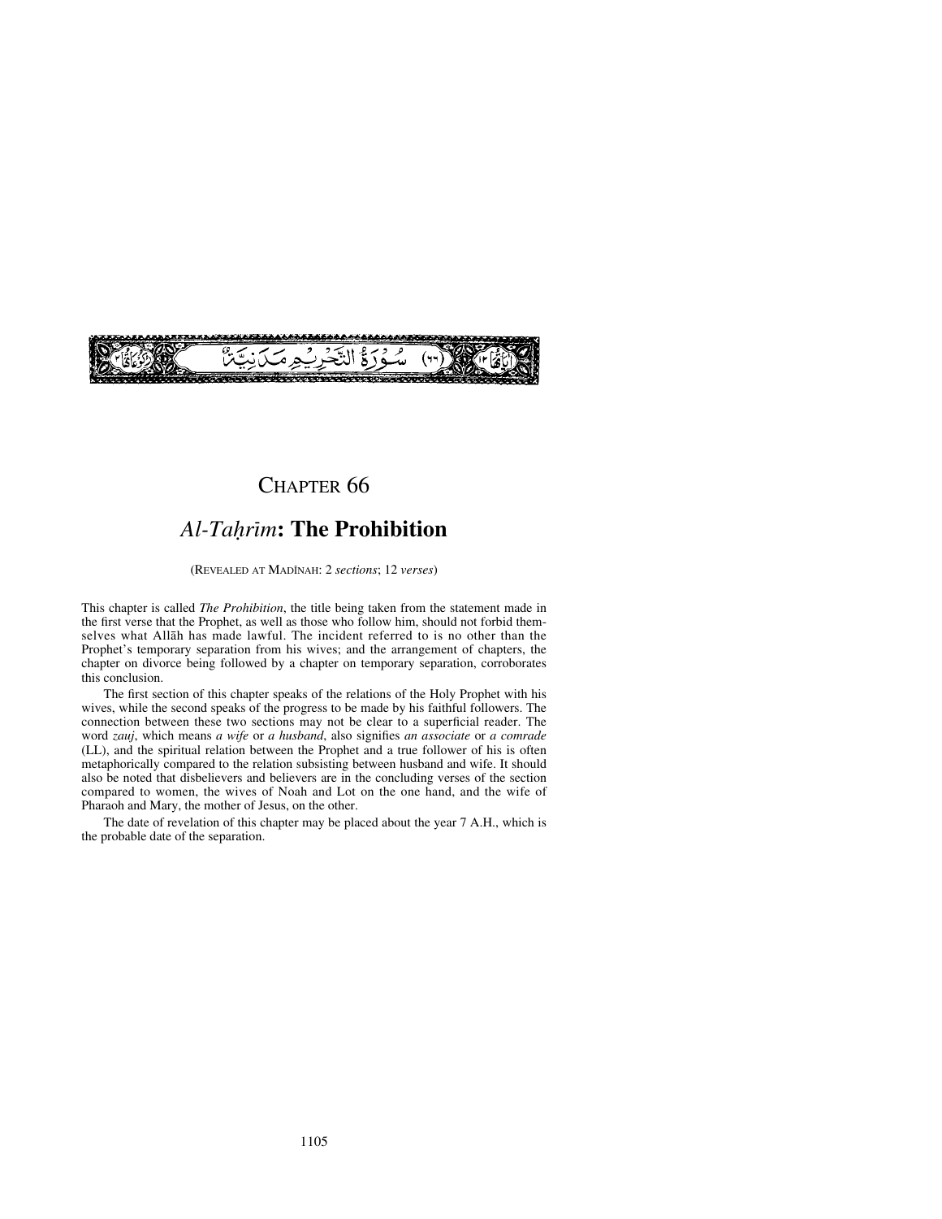(٦٦) سُورَةُ التَّحْرِيمِ مَدَنِيَّةٌ

# CHAPTER 66

## *Al-Taḥrīm*: The Prohibition

(REVEALED AT MADĪNAH: 2 *sections*; 12 *verses*)

This chapter is called *The Prohibition*, the title being taken from the statement made in the first verse that the Prophet, as well as those who follow him, should not forbid themselves what Allāh has made lawful. The incident referred to is no other than the Prophet's temporary separation from his wives; and the arrangement of chapters, the chapter on divorce being followed by a chapter on temporary separation, corroborates this conclusion.

The first section of this chapter speaks of the relations of the Holy Prophet with his wives, while the second speaks of the progress to be made by his faithful followers. The connection between these two sections may not be clear to a superficial reader. The word *zauj*, which means *a wife* or *a husband*, also signifies *an associate* or *a comrade* (LL), and the spiritual relation between the Prophet and a true follower of his is often metaphorically compared to the relation subsisting between husband and wife. It should also be noted that disbelievers and believers are in the concluding verses of the section compared to women, the wives of Noah and Lot on the one hand, and the wife of Pharaoh and Mary, the mother of Jesus, on the other.

The date of revelation of this chapter may be placed about the year 7 A.H., which is the probable date of the separation.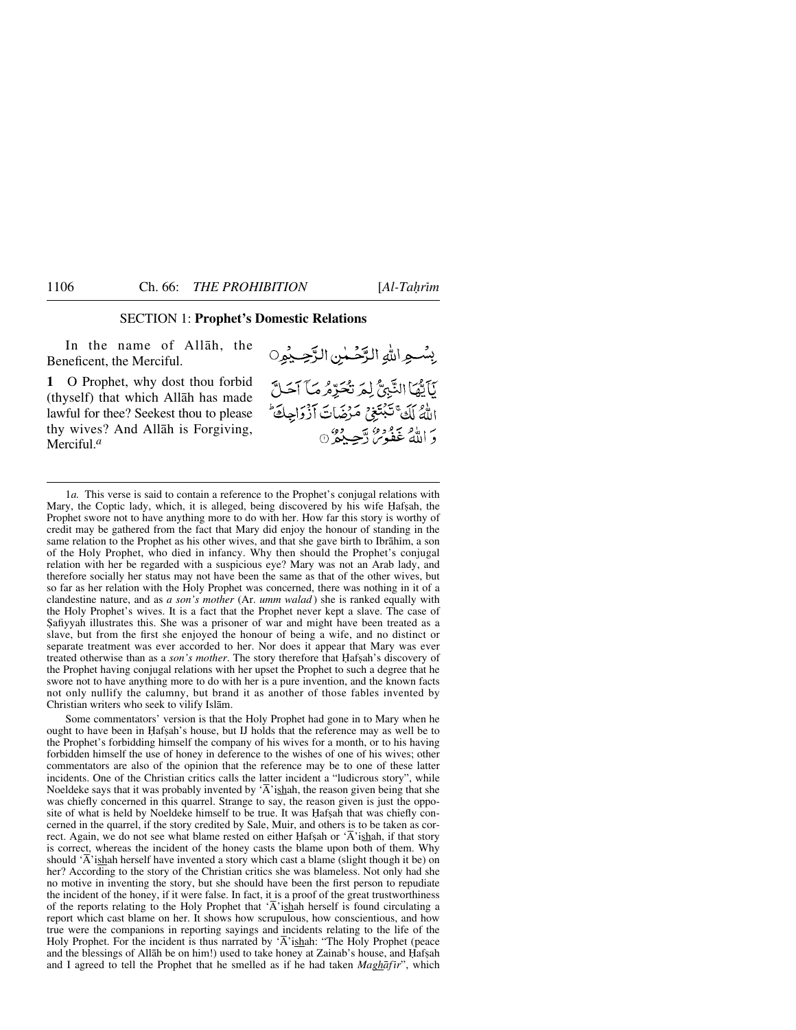## SECTION 1: **Prophet's Domestic Relations**

In the name of Allāh, the Beneficent, the Merciful.

بِسۡمِ اللّٰہِ الرَّحۡمٰنِ الرَّحِیۡمِ

**1** O Prophet, why dost thou forbid (thyself) that which Allāh has made lawful for thee? Seekest thou to please thy wives? And Allāh is Forgiving, Merciful.[a]

یٰۤاَیُّہَا النَّبِیُّ لِمَ تُحَرِّمُ مَاۤ اَحَلَّ اللّٰہُ لَکَ ۚ تَبۡتَغِیۡ مَرۡضَاتَ اَزۡوَاجِکَ ؕ وَ اللّٰہُ غَفُوۡرٌ رَّحِیۡمٌ ۝

---

1*a*. This verse is said to contain a reference to the Prophet's conjugal relations with Mary, the Coptic lady, which, it is alleged, being discovered by his wife Ḥafṣah, the Prophet swore not to have anything more to do with her. How far this story is worthy of credit may be gathered from the fact that Mary did enjoy the honour of standing in the same relation to the Prophet as his other wives, and that she gave birth to Ibrāhīm, a son of the Holy Prophet, who died in infancy. Why then should the Prophet's conjugal relation with her be regarded with a suspicious eye? Mary was not an Arab lady, and therefore socially her status may not have been the same as that of the other wives, but so far as her relation with the Holy Prophet was concerned, there was nothing in it of a clandestine nature, and as *a son's mother* (Ar. *umm walad*) she is ranked equally with the Holy Prophet's wives. It is a fact that the Prophet never kept a slave. The case of Ṣafiyyah illustrates this. She was a prisoner of war and might have been treated as a slave, but from the first she enjoyed the honour of being a wife, and no distinct or separate treatment was ever accorded to her. Nor does it appear that Mary was ever treated otherwise than as a *son's mother*. The story therefore that Ḥafṣah's discovery of the Prophet having conjugal relations with her upset the Prophet to such a degree that he swore not to have anything more to do with her is a pure invention, and the known facts not only nullify the calumny, but brand it as another of those fables invented by Christian writers who seek to vilify Islām.

Some commentators' version is that the Holy Prophet had gone in to Mary when he ought to have been in Ḥafṣah's house, but IJ holds that the reference may as well be to the Prophet's forbidding himself the company of his wives for a month, or to his having forbidden himself the use of honey in deference to the wishes of one of his wives; other commentators are also of the opinion that the reference may be to one of these latter incidents. One of the Christian critics calls the latter incident a "ludicrous story", while Noeldeke says that it was probably invented by 'Ā'ishah, the reason given being that she was chiefly concerned in this quarrel. Strange to say, the reason given is just the opposite of what is held by Noeldeke himself to be true. It was Ḥafṣah that was chiefly concerned in the quarrel, if the story credited by Sale, Muir, and others is to be taken as correct. Again, we do not see what blame rested on either Ḥafṣah or 'Ā'ishah, if that story is correct, whereas the incident of the honey casts the blame upon both of them. Why should 'Ā'ishah herself have invented a story which cast a blame (slight though it be) on her? According to the story of the Christian critics she was blameless. Not only had she no motive in inventing the story, but she should have been the first person to repudiate the incident of the honey, if it were false. In fact, it is a proof of the great trustworthiness of the reports relating to the Holy Prophet that 'Ā'ishah herself is found circulating a report which cast blame on her. It shows how scrupulous, how conscientious, and how true were the companions in reporting sayings and incidents relating to the life of the Holy Prophet. For the incident is thus narrated by 'Ā'ishah: "The Holy Prophet (peace and the blessings of Allāh be on him!) used to take honey at Zainab's house, and Ḥafṣah and I agreed to tell the Prophet that he smelled as if he had taken *Maghāfīr*", which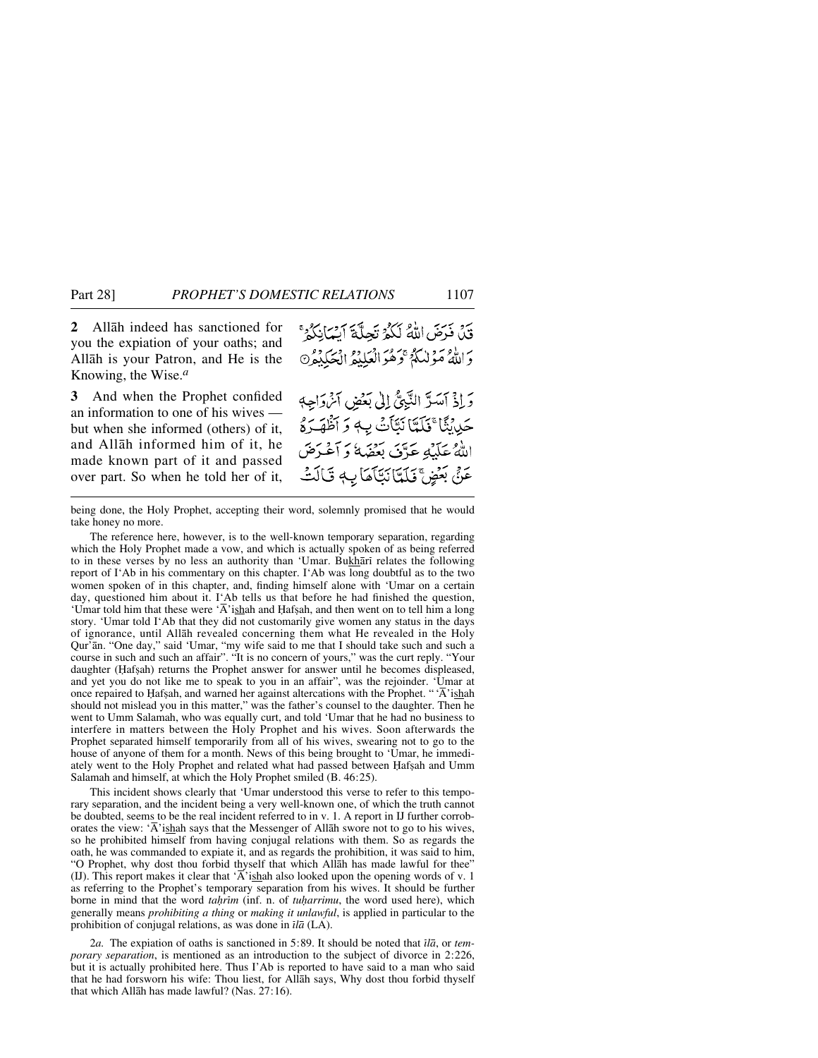**2** Allāh indeed has sanctioned for you the expiation of your oaths; and Allāh is your Patron, and He is the Knowing, the Wise.[a]

قَدْ فَرَضَ اللّٰهُ لَكُمْ تَحِلَّةَ اَيْمَانِكُمْ ۚ وَاللّٰهُ مَوْلٰىكُمْ ۚ وَهُوَ الْعَلِيْمُ الْحَكِيْمُ ۝

**3** And when the Prophet confided an information to one of his wives — but when she informed (others) of it, and Allāh informed him of it, he made known part of it and passed over part. So when he told her of it,

وَ اِذْ اَسَرَّ النَّبِيُّ اِلٰى بَعْضِ اَزْوَاجِهٖ حَدِيْثًا ۚ فَلَمَّا نَبَّاَتْ بِهٖ وَ اَظْهَرَهُ اللّٰهُ عَلَيْهِ عَرَّفَ بَعْضَهٗ وَ اَعْرَضَ عَنْۢ بَعْضٍ ۚ فَلَمَّا نَبَّاَهَا بِهٖ قَالَتْ

---

being done, the Holy Prophet, accepting their word, solemnly promised that he would take honey no more.

The reference here, however, is to the well-known temporary separation, regarding which the Holy Prophet made a vow, and which is actually spoken of as being referred to in these verses by no less an authority than 'Umar. Bukhārī relates the following report of I'Ab in his commentary on this chapter. I'Ab was long doubtful as to the two women spoken of in this chapter, and, finding himself alone with 'Umar on a certain day, questioned him about it. I'Ab tells us that before he had finished the question, 'Umar told him that these were 'Ā'ishah and Ḥafṣah, and then went on to tell him a long story. 'Umar told I'Ab that they did not customarily give women any status in the days of ignorance, until Allāh revealed concerning them what He revealed in the Holy Qur'ān. "One day," said 'Umar, "my wife said to me that I should take such and such a course in such and such an affair". "It is no concern of yours," was the curt reply. "Your daughter (Ḥafṣah) returns the Prophet answer for answer until he becomes displeased, and yet you do not like me to speak to you in an affair", was the rejoinder. 'Umar at once repaired to Ḥafṣah, and warned her against altercations with the Prophet. "'Ā'ishah should not mislead you in this matter," was the father's counsel to the daughter. Then he went to Umm Salamah, who was equally curt, and told 'Umar that he had no business to interfere in matters between the Holy Prophet and his wives. Soon afterwards the Prophet separated himself temporarily from all of his wives, swearing not to go to the house of anyone of them for a month. News of this being brought to 'Umar, he immediately went to the Holy Prophet and related what had passed between Ḥafṣah and Umm Salamah and himself, at which the Holy Prophet smiled (B. 46:25).

This incident shows clearly that 'Umar understood this verse to refer to this temporary separation, and the incident being a very well-known one, of which the truth cannot be doubted, seems to be the real incident referred to in v. 1. A report in IJ further corroborates the view: 'Ā'ishah says that the Messenger of Allāh swore not to go to his wives, so he prohibited himself from having conjugal relations with them. So as regards the oath, he was commanded to expiate it, and as regards the prohibition, it was said to him, "O Prophet, why dost thou forbid thyself that which Allāh has made lawful for thee" (IJ). This report makes it clear that 'Ā'ishah also looked upon the opening words of v. 1 as referring to the Prophet's temporary separation from his wives. It should be further borne in mind that the word *taḥrīm* (inf. n. of *tuḥarrimu*, the word used here), which generally means *prohibiting a thing* or *making it unlawful*, is applied in particular to the prohibition of conjugal relations, as was done in *īlā* (LA).

2*a.* The expiation of oaths is sanctioned in 5:89. It should be noted that *īlā*, or *temporary separation*, is mentioned as an introduction to the subject of divorce in 2:226, but it is actually prohibited here. Thus I'Ab is reported to have said to a man who said that he had forsworn his wife: Thou liest, for Allāh says, Why dost thou forbid thyself that which Allāh has made lawful? (Nas. 27:16).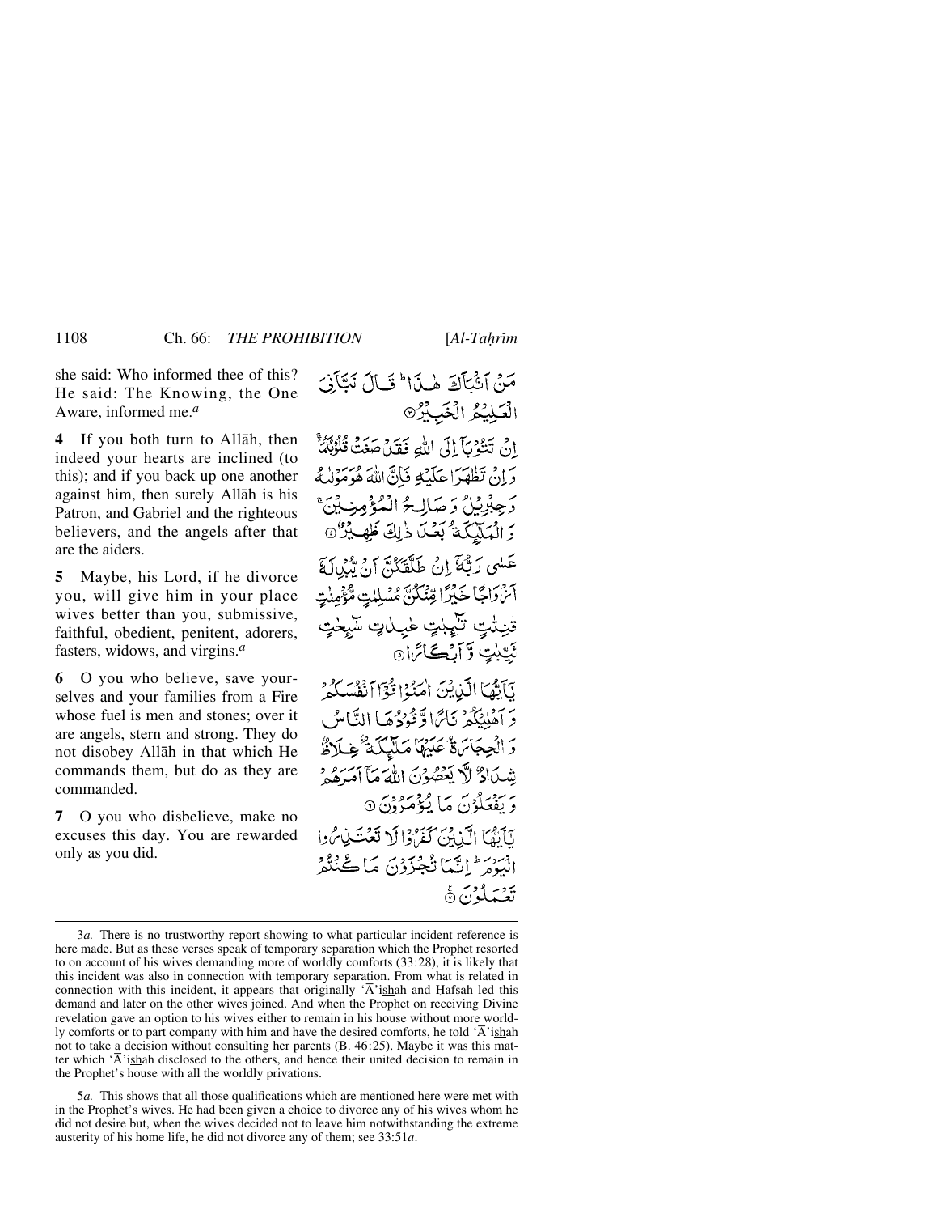she said: Who informed thee of this? He said: The Knowing, the One Aware, informed me.[a]

مَنْ اَنْۢبَاَكَ هٰذَا ؕ قَالَ نَبَّاَنِیَ الْعَلِیْمُ الْخَبِیْرُ ﴿۳﴾

**4** If you both turn to Allāh, then indeed your hearts are inclined (to this); and if you back up one another against him, then surely Allāh is his Patron, and Gabriel and the righteous believers, and the angels after that are the aiders.

اِنْ تَتُوْبَاۤ اِلَی اللّٰهِ فَقَدْ صَغَتْ قُلُوْبُكُمَا ۚ وَ اِنْ تَظٰهَرَا عَلَیْهِ فَاِنَّ اللّٰهَ هُوَ مَوْلٰىهُ وَ جِبْرِیْلُ وَ صَالِحُ الْمُؤْمِنِیْنَ ۚ وَ الْمَلٰٓئِكَةُ بَعْدَ ذٰلِكَ ظَهِیْرٌ ﴿۴﴾

**5** Maybe, his Lord, if he divorce you, will give him in your place wives better than you, submissive, faithful, obedient, penitent, adorers, fasters, widows, and virgins.[a]

عَسٰی رَبُّهٗۤ اِنْ طَلَّقَكُنَّ اَنْ یُّبْدِلَهٗۤ اَزْوَاجًا خَیْرًا مِّنْكُنَّ مُسْلِمٰتٍ مُّؤْمِنٰتٍ قٰنِتٰتٍ تٰٓئِبٰتٍ عٰبِدٰتٍ سٰٓئِحٰتٍ ثَیِّبٰتٍ وَّ اَبْكَارًا ﴿۵﴾

**6** O you who believe, save yourselves and your families from a Fire whose fuel is men and stones; over it are angels, stern and strong. They do not disobey Allāh in that which He commands them, but do as they are commanded.

یٰۤاَیُّهَا الَّذِیْنَ اٰمَنُوْا قُوْۤا اَنْفُسَكُمْ وَ اَهْلِیْكُمْ نَارًا وَّ قُوْدُهَا النَّاسُ وَ الْحِجَارَةُ عَلَیْهَا مَلٰٓئِكَةٌ غِلَاظٌ شِدَادٌ لَّا یَعْصُوْنَ اللّٰهَ مَاۤ اَمَرَهُمْ وَ یَفْعَلُوْنَ مَا یُؤْمَرُوْنَ ﴿۶﴾

**7** O you who disbelieve, make no excuses this day. You are rewarded only as you did.

یٰۤاَیُّهَا الَّذِیْنَ كَفَرُوْا لَا تَعْتَذِرُوا الْیَوْمَ ؕ اِنَّمَا تُجْزَوْنَ مَا كُنْتُمْ تَعْمَلُوْنَ ﴿۷﴾

---

3*a.* There is no trustworthy report showing to what particular incident reference is here made. But as these verses speak of temporary separation which the Prophet resorted to on account of his wives demanding more of worldly comforts (33:28), it is likely that this incident was also in connection with temporary separation. From what is related in connection with this incident, it appears that originally ʻĀ'ishah and Ḥafṣah led this demand and later on the other wives joined. And when the Prophet on receiving Divine revelation gave an option to his wives either to remain in his house without more worldly comforts or to part company with him and have the desired comforts, he told ʻĀ'ishah not to take a decision without consulting her parents (B. 46:25). Maybe it was this matter which ʻĀ'ishah disclosed to the others, and hence their united decision to remain in the Prophet's house with all the worldly privations.

5*a.* This shows that all those qualifications which are mentioned here were met with in the Prophet's wives. He had been given a choice to divorce any of his wives whom he did not desire but, when the wives decided not to leave him notwithstanding the extreme austerity of his home life, he did not divorce any of them; see 33:51*a*.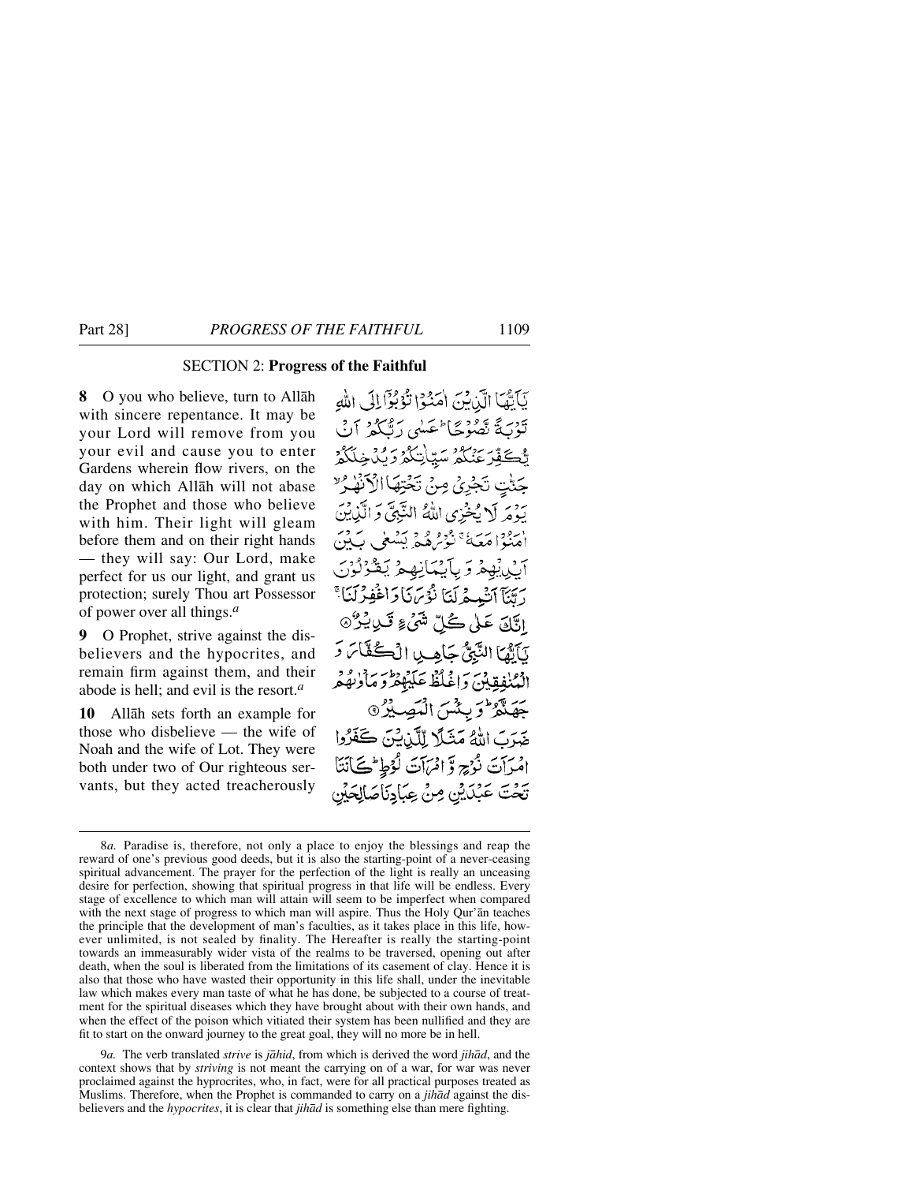## SECTION 2: **Progress of the Faithful**

**8** O you who believe, turn to Allāh with sincere repentance. It may be your Lord will remove from you your evil and cause you to enter Gardens wherein flow rivers, on the day on which Allāh will not abase the Prophet and those who believe with him. Their light will gleam before them and on their right hands — they will say: Our Lord, make perfect for us our light, and grant us protection; surely Thou art Possessor of power over all things.[a]

**9** O Prophet, strive against the disbelievers and the hypocrites, and remain firm against them, and their abode is hell; and evil is the resort.[a]

**10** Allāh sets forth an example for those who disbelieve — the wife of Noah and the wife of Lot. They were both under two of Our righteous servants, but they acted treacherously

يَٰٓأَيُّهَا الَّذِيْنَ اٰمَنُوْا تُوْبُوْٓا اِلَى اللّٰهِ تَوْبَةً نَّصُوْحًا ؕ عَسٰى رَبُّكُمْ اَنْ يُّكَفِّرَ عَنْكُمْ سَيِّاٰتِكُمْ وَيُدْخِلَكُمْ جَنّٰتٍ تَجْرِيْ مِنْ تَحْتِهَا الْاَنْهٰرُ ۙ يَوْمَ لَا يُخْزِي اللّٰهُ النَّبِيَّ وَالَّذِيْنَ اٰمَنُوْا مَعَهٗ ۚ نُوْرُهُمْ يَسْعٰى بَيْنَ اَيْدِيْهِمْ وَبِاَيْمَانِهِمْ يَقُوْلُوْنَ رَبَّنَآ اَتْمِمْ لَنَا نُوْرَنَا وَاغْفِرْ لَنَا ۚ اِنَّكَ عَلٰى كُلِّ شَيْءٍ قَدِيْرٌ ۞ يَٰٓأَيُّهَا النَّبِيُّ جَاهِدِ الْكُفَّارَ وَالْمُنٰفِقِيْنَ وَاغْلُظْ عَلَيْهِمْ ؕ وَمَاْوٰىهُمْ جَهَنَّمُ ؕ وَبِئْسَ الْمَصِيْرُ ۞ ضَرَبَ اللّٰهُ مَثَلًا لِّلَّذِيْنَ كَفَرُوا امْرَاَتَ نُوْحٍ وَّامْرَاَتَ لُوْطٍ ؕ كَانَتَا تَحْتَ عَبْدَيْنِ مِنْ عِبَادِنَا صَالِحَيْنِ

---

8*a.* Paradise is, therefore, not only a place to enjoy the blessings and reap the reward of one's previous good deeds, but it is also the starting-point of a never-ceasing spiritual advancement. The prayer for the perfection of the light is really an unceasing desire for perfection, showing that spiritual progress in that life will be endless. Every stage of excellence to which man will attain will seem to be imperfect when compared with the next stage of progress to which man will aspire. Thus the Holy Qur'ān teaches the principle that the development of man's faculties, as it takes place in this life, however unlimited, is not sealed by finality. The Hereafter is really the starting-point towards an immeasurably wider vista of the realms to be traversed, opening out after death, when the soul is liberated from the limitations of its casement of clay. Hence it is also that those who have wasted their opportunity in this life shall, under the inevitable law which makes every man taste of what he has done, be subjected to a course of treatment for the spiritual diseases which they have brought about with their own hands, and when the effect of the poison which vitiated their system has been nullified and they are fit to start on the onward journey to the great goal, they will no more be in hell.

9*a.* The verb translated *strive* is *jāhid*, from which is derived the word *jihād*, and the context shows that by *striving* is not meant the carrying on of a war, for war was never proclaimed against the hyprocrites, who, in fact, were for all practical purposes treated as Muslims. Therefore, when the Prophet is commanded to carry on a *jihād* against the disbelievers and the *hypocrites*, it is clear that *jihād* is something else than mere fighting.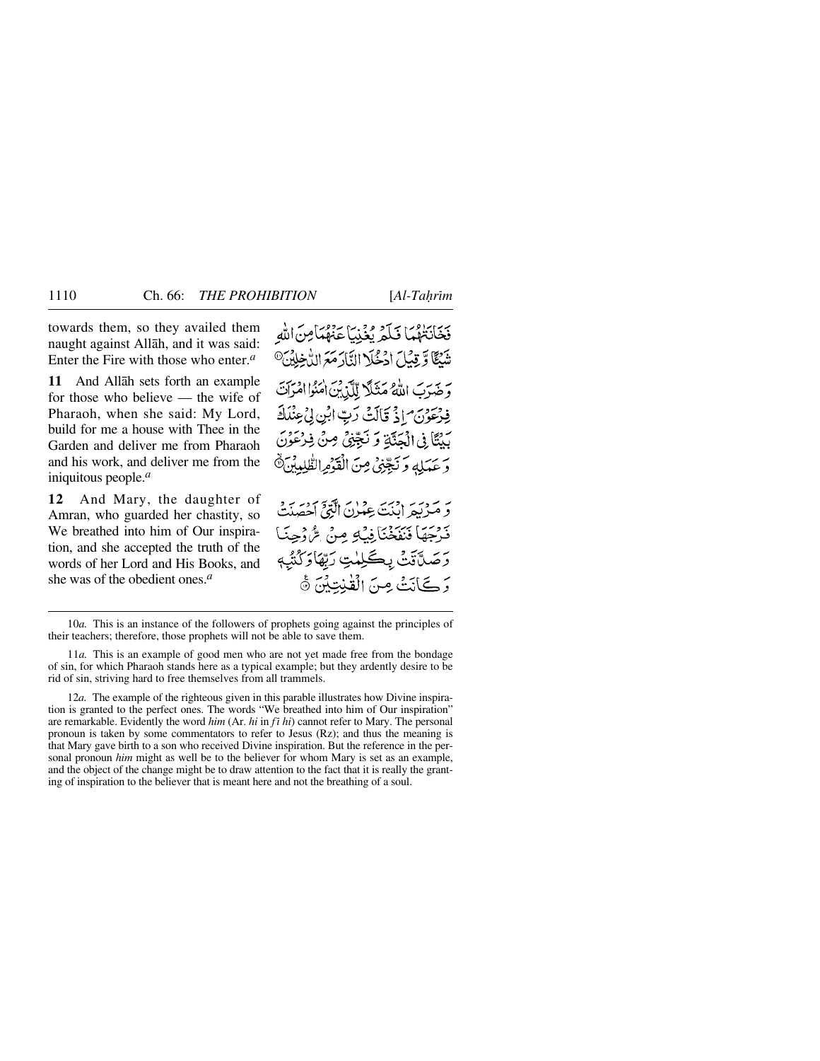towards them, so they availed them naught against Allāh, and it was said: Enter the Fire with those who enter.[a]

فَخَانَتٰهُمَا فَلَمْ يُغْنِيَا عَنْهُمَا مِنَ اللّٰهِ شَيْـًٔا وَّ قِيْلَ ادْخُلَا النَّارَ مَعَ الدّٰخِلِيْنَ ﴿۱۰﴾

**11** And Allāh sets forth an example for those who believe — the wife of Pharaoh, when she said: My Lord, build for me a house with Thee in the Garden and deliver me from Pharaoh and his work, and deliver me from the iniquitous people.[a]

وَ ضَرَبَ اللّٰهُ مَثَلًا لِّلَّذِيْنَ اٰمَنُوا امْرَاَتَ فِرْعَوْنَ ۘ اِذْ قَالَتْ رَبِّ ابْنِ لِيْ عِنْدَكَ بَيْتًا فِي الْجَنَّةِ وَ نَجِّنِيْ مِنْ فِرْعَوْنَ وَ عَمَلِهٖ وَ نَجِّنِيْ مِنَ الْقَوْمِ الظّٰلِمِيْنَ ﴿۱۱﴾

**12** And Mary, the daughter of Amran, who guarded her chastity, so We breathed into him of Our inspiration, and she accepted the truth of the words of her Lord and His Books, and she was of the obedient ones.[a]

وَ مَرْيَمَ ابْنَتَ عِمْرٰنَ الَّتِيْۤ اَحْصَنَتْ فَرْجَهَا فَنَفَخْنَا فِيْهِ مِنْ رُّوْحِنَا وَ صَدَّقَتْ بِكَلِمٰتِ رَبِّهَا وَ كُتُبِهٖ وَ كَانَتْ مِنَ الْقٰنِتِيْنَ ﴿۱۲﴾

---

10*a.* This is an instance of the followers of prophets going against the principles of their teachers; therefore, those prophets will not be able to save them.

11*a.* This is an example of good men who are not yet made free from the bondage of sin, for which Pharaoh stands here as a typical example; but they ardently desire to be rid of sin, striving hard to free themselves from all trammels.

12*a.* The example of the righteous given in this parable illustrates how Divine inspiration is granted to the perfect ones. The words "We breathed into him of Our inspiration" are remarkable. Evidently the word *him* (Ar. *hi* in *fī hi*) cannot refer to Mary. The personal pronoun is taken by some commentators to refer to Jesus (Rz); and thus the meaning is that Mary gave birth to a son who received Divine inspiration. But the reference in the personal pronoun *him* might as well be to the believer for whom Mary is set as an example, and the object of the change might be to draw attention to the fact that it is really the granting of inspiration to the believer that is meant here and not the breathing of a soul.